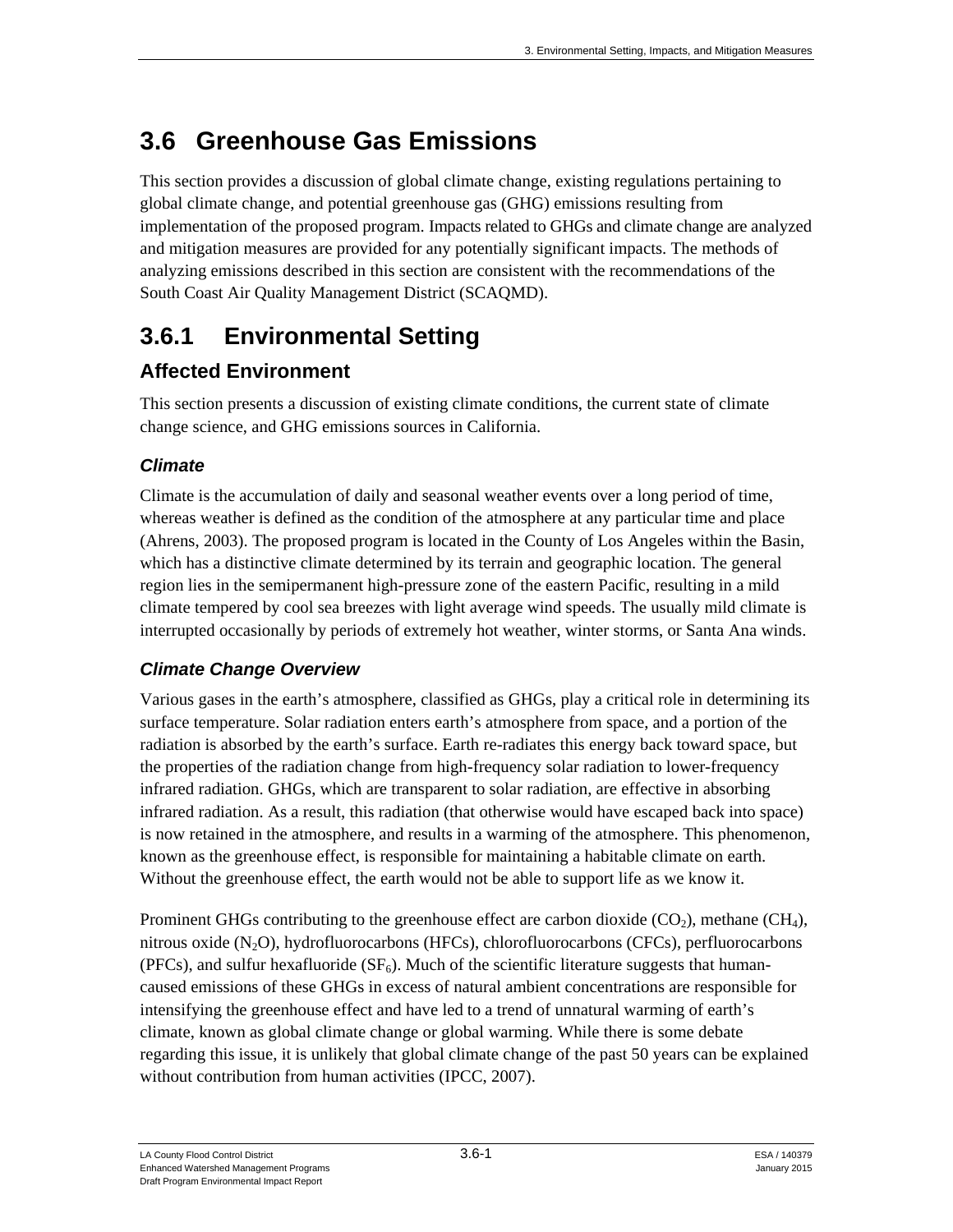# 3.6 Greenhouse Gas Emissions

This section provides a discussion of global climate change, existing regulations pertaining to global climate change, and potential greenhouse gas (GHG) emissions resulting from implementation of the proposed program. Impacts related to GHGs and climate change are analyzed and mitigation measures are provided for any potentially significant impacts. The methods of analyzing emissions described in this section are consistent with the recommendations of the South Coast Air Quality Management District (SCAQMD).

## 3.6.1 Environmental Setting

### Affected Environment

This section presents a discussion of existing climate conditions, the current state of climate change science, and GHG emissions sources in California.

#### *Climate*

Climate is the accumulation of daily and seasonal weather events over a long period of time, whereas weather is defined as the condition of the atmosphere at any particular time and place (Ahrens, 2003). The proposed program is located in the County of Los Angeles within the Basin, which has a distinctive climate determined by its terrain and geographic location. The general region lies in the semipermanent high-pressure zone of the eastern Pacific, resulting in a mild climate tempered by cool sea breezes with light average wind speeds. The usually mild climate is interrupted occasionally by periods of extremely hot weather, winter storms, or Santa Ana winds.

#### *Climate Change Overview*

Various gases in the earth's atmosphere, classified as GHGs, play a critical role in determining its surface temperature. Solar radiation enters earth's atmosphere from space, and a portion of the radiation is absorbed by the earth's surface. Earth re-radiates this energy back toward space, but the properties of the radiation change from high-frequency solar radiation to lower-frequency infrared radiation. GHGs, which are transparent to solar radiation, are effective in absorbing infrared radiation. As a result, this radiation (that otherwise would have escaped back into space) is now retained in the atmosphere, and results in a warming of the atmosphere. This phenomenon, known as the greenhouse effect, is responsible for maintaining a habitable climate on earth. Without the greenhouse effect, the earth would not be able to support life as we know it.

Prominent GHGs contributing to the greenhouse effect are carbon dioxide ($CO_2$), methane ($CH_4$), nitrous oxide ($N_2O$), hydrofluorocarbons (HFCs), chlorofluorocarbons (CFCs), perfluorocarbons (PFCs), and sulfur hexafluoride ($SF_6$). Much of the scientific literature suggests that human-caused emissions of these GHGs in excess of natural ambient concentrations are responsible for intensifying the greenhouse effect and have led to a trend of unnatural warming of earth's climate, known as global climate change or global warming. While there is some debate regarding this issue, it is unlikely that global climate change of the past 50 years can be explained without contribution from human activities (IPCC, 2007).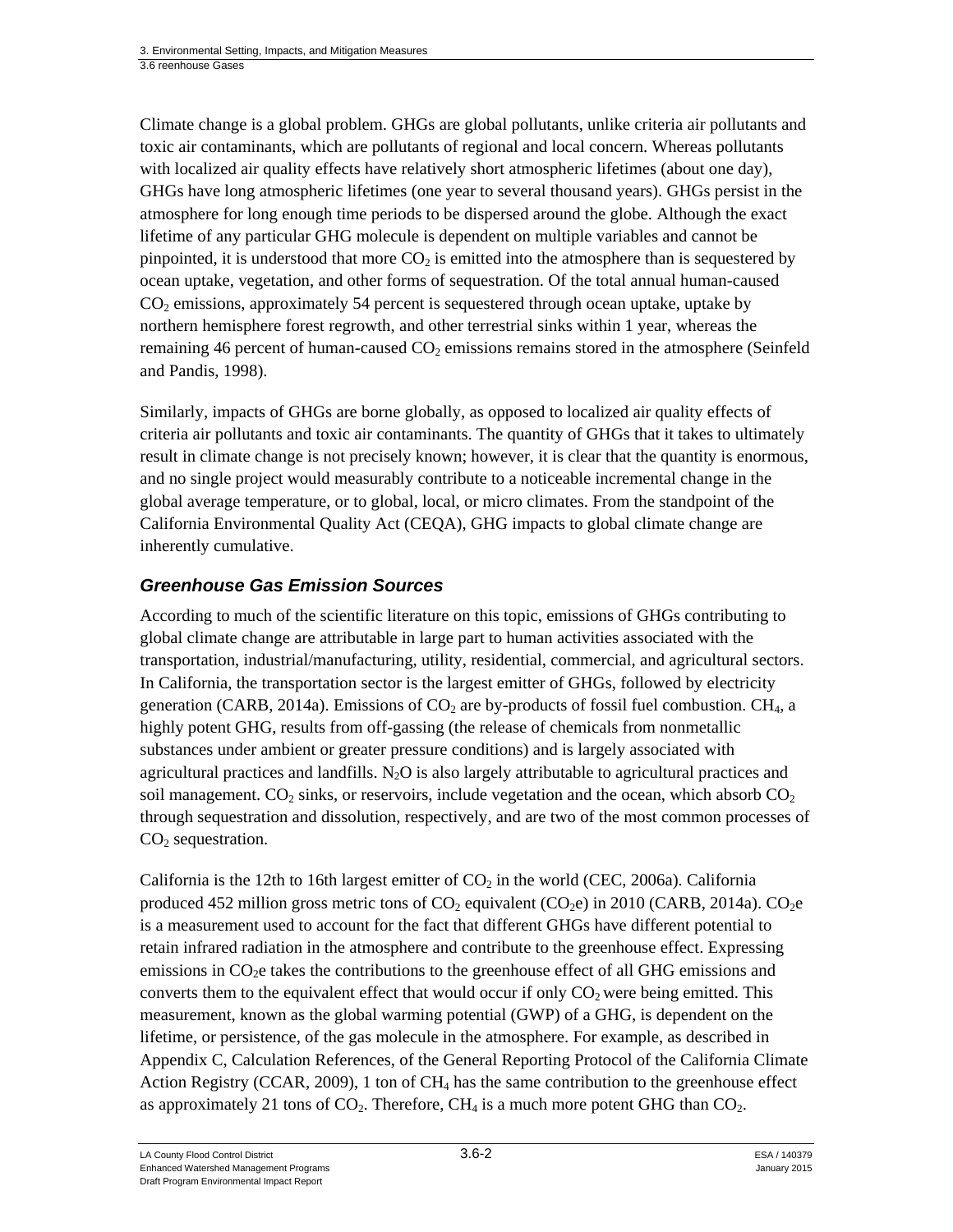Climate change is a global problem. GHGs are global pollutants, unlike criteria air pollutants and toxic air contaminants, which are pollutants of regional and local concern. Whereas pollutants with localized air quality effects have relatively short atmospheric lifetimes (about one day), GHGs have long atmospheric lifetimes (one year to several thousand years). GHGs persist in the atmosphere for long enough time periods to be dispersed around the globe. Although the exact lifetime of any particular GHG molecule is dependent on multiple variables and cannot be pinpointed, it is understood that more $CO_2$ is emitted into the atmosphere than is sequestered by ocean uptake, vegetation, and other forms of sequestration. Of the total annual human-caused $CO_2$ emissions, approximately 54 percent is sequestered through ocean uptake, uptake by northern hemisphere forest regrowth, and other terrestrial sinks within 1 year, whereas the remaining 46 percent of human-caused $CO_2$ emissions remains stored in the atmosphere (Seinfeld and Pandis, 1998).

Similarly, impacts of GHGs are borne globally, as opposed to localized air quality effects of criteria air pollutants and toxic air contaminants. The quantity of GHGs that it takes to ultimately result in climate change is not precisely known; however, it is clear that the quantity is enormous, and no single project would measurably contribute to a noticeable incremental change in the global average temperature, or to global, local, or micro climates. From the standpoint of the California Environmental Quality Act (CEQA), GHG impacts to global climate change are inherently cumulative.

### *Greenhouse Gas Emission Sources*

According to much of the scientific literature on this topic, emissions of GHGs contributing to global climate change are attributable in large part to human activities associated with the transportation, industrial/manufacturing, utility, residential, commercial, and agricultural sectors. In California, the transportation sector is the largest emitter of GHGs, followed by electricity generation (CARB, 2014a). Emissions of $CO_2$ are by-products of fossil fuel combustion. $CH_4$, a highly potent GHG, results from off-gassing (the release of chemicals from nonmetallic substances under ambient or greater pressure conditions) and is largely associated with agricultural practices and landfills. $N_2O$ is also largely attributable to agricultural practices and soil management. $CO_2$ sinks, or reservoirs, include vegetation and the ocean, which absorb $CO_2$ through sequestration and dissolution, respectively, and are two of the most common processes of $CO_2$ sequestration.

California is the 12th to 16th largest emitter of $CO_2$ in the world (CEC, 2006a). California produced 452 million gross metric tons of $CO_2$ equivalent ($CO_2e$) in 2010 (CARB, 2014a). $CO_2e$ is a measurement used to account for the fact that different GHGs have different potential to retain infrared radiation in the atmosphere and contribute to the greenhouse effect. Expressing emissions in $CO_2e$ takes the contributions to the greenhouse effect of all GHG emissions and converts them to the equivalent effect that would occur if only $CO_2$ were being emitted. This measurement, known as the global warming potential (GWP) of a GHG, is dependent on the lifetime, or persistence, of the gas molecule in the atmosphere. For example, as described in Appendix C, Calculation References, of the General Reporting Protocol of the California Climate Action Registry (CCAR, 2009), 1 ton of $CH_4$ has the same contribution to the greenhouse effect as approximately 21 tons of $CO_2$. Therefore, $CH_4$ is a much more potent GHG than $CO_2$.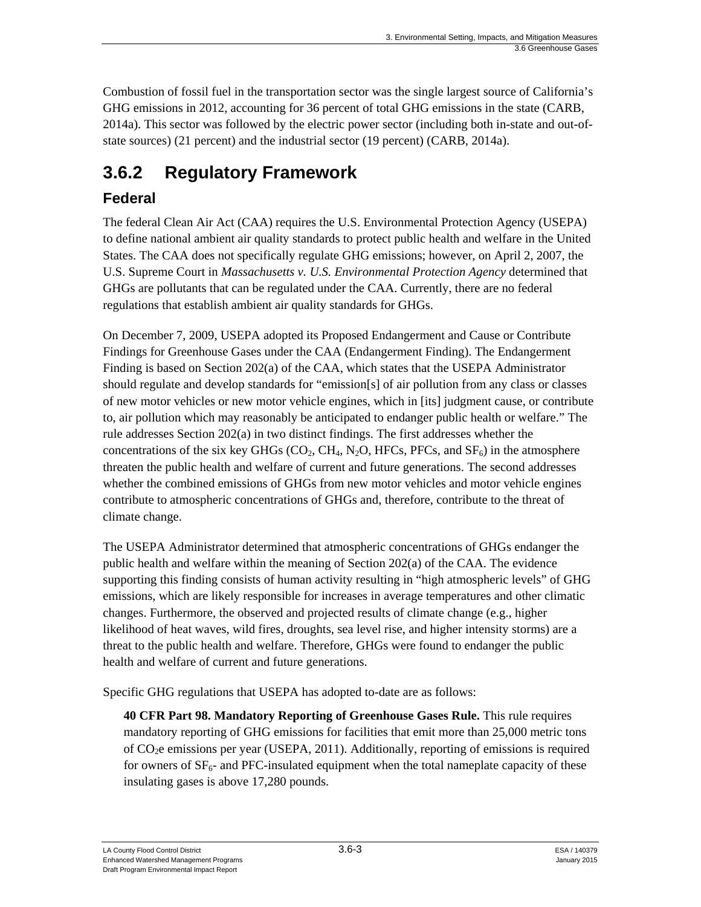Combustion of fossil fuel in the transportation sector was the single largest source of California's GHG emissions in 2012, accounting for 36 percent of total GHG emissions in the state (CARB, 2014a). This sector was followed by the electric power sector (including both in-state and out-of-state sources) (21 percent) and the industrial sector (19 percent) (CARB, 2014a).

## 3.6.2 Regulatory Framework

### Federal

The federal Clean Air Act (CAA) requires the U.S. Environmental Protection Agency (USEPA) to define national ambient air quality standards to protect public health and welfare in the United States. The CAA does not specifically regulate GHG emissions; however, on April 2, 2007, the U.S. Supreme Court in *Massachusetts v. U.S. Environmental Protection Agency* determined that GHGs are pollutants that can be regulated under the CAA. Currently, there are no federal regulations that establish ambient air quality standards for GHGs.

On December 7, 2009, USEPA adopted its Proposed Endangerment and Cause or Contribute Findings for Greenhouse Gases under the CAA (Endangerment Finding). The Endangerment Finding is based on Section 202(a) of the CAA, which states that the USEPA Administrator should regulate and develop standards for "emission[s] of air pollution from any class or classes of new motor vehicles or new motor vehicle engines, which in [its] judgment cause, or contribute to, air pollution which may reasonably be anticipated to endanger public health or welfare." The rule addresses Section 202(a) in two distinct findings. The first addresses whether the concentrations of the six key GHGs ($CO_2$, $CH_4$, $N_2O$, HFCs, PFCs, and $SF_6$) in the atmosphere threaten the public health and welfare of current and future generations. The second addresses whether the combined emissions of GHGs from new motor vehicles and motor vehicle engines contribute to atmospheric concentrations of GHGs and, therefore, contribute to the threat of climate change.

The USEPA Administrator determined that atmospheric concentrations of GHGs endanger the public health and welfare within the meaning of Section 202(a) of the CAA. The evidence supporting this finding consists of human activity resulting in "high atmospheric levels" of GHG emissions, which are likely responsible for increases in average temperatures and other climatic changes. Furthermore, the observed and projected results of climate change (e.g., higher likelihood of heat waves, wild fires, droughts, sea level rise, and higher intensity storms) are a threat to the public health and welfare. Therefore, GHGs were found to endanger the public health and welfare of current and future generations.

Specific GHG regulations that USEPA has adopted to-date are as follows:

**40 CFR Part 98. Mandatory Reporting of Greenhouse Gases Rule.** This rule requires mandatory reporting of GHG emissions for facilities that emit more than 25,000 metric tons of $CO_2$e emissions per year (USEPA, 2011). Additionally, reporting of emissions is required for owners of $SF_6$- and PFC-insulated equipment when the total nameplate capacity of these insulating gases is above 17,280 pounds.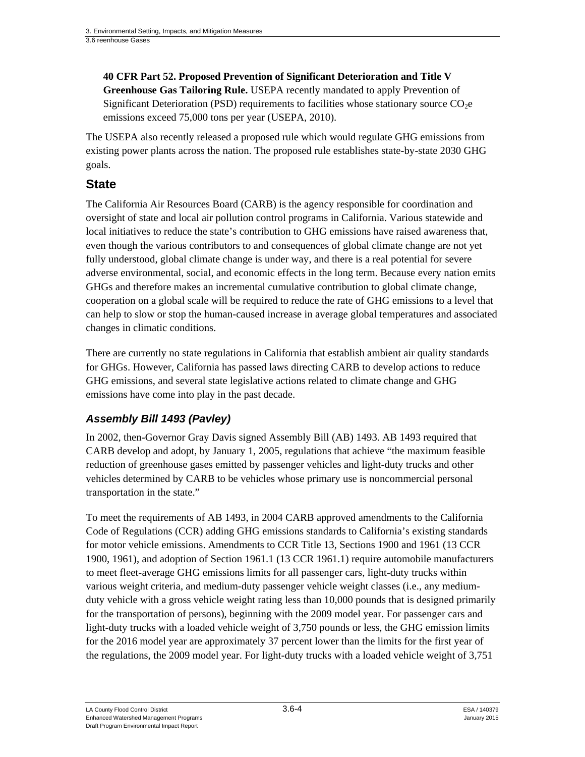**40 CFR Part 52. Proposed Prevention of Significant Deterioration and Title V Greenhouse Gas Tailoring Rule.** USEPA recently mandated to apply Prevention of Significant Deterioration (PSD) requirements to facilities whose stationary source $CO_2e$ emissions exceed 75,000 tons per year (USEPA, 2010).

The USEPA also recently released a proposed rule which would regulate GHG emissions from existing power plants across the nation. The proposed rule establishes state-by-state 2030 GHG goals.

## State

The California Air Resources Board (CARB) is the agency responsible for coordination and oversight of state and local air pollution control programs in California. Various statewide and local initiatives to reduce the state's contribution to GHG emissions have raised awareness that, even though the various contributors to and consequences of global climate change are not yet fully understood, global climate change is under way, and there is a real potential for severe adverse environmental, social, and economic effects in the long term. Because every nation emits GHGs and therefore makes an incremental cumulative contribution to global climate change, cooperation on a global scale will be required to reduce the rate of GHG emissions to a level that can help to slow or stop the human-caused increase in average global temperatures and associated changes in climatic conditions.

There are currently no state regulations in California that establish ambient air quality standards for GHGs. However, California has passed laws directing CARB to develop actions to reduce GHG emissions, and several state legislative actions related to climate change and GHG emissions have come into play in the past decade.

### *Assembly Bill 1493 (Pavley)*

In 2002, then-Governor Gray Davis signed Assembly Bill (AB) 1493. AB 1493 required that CARB develop and adopt, by January 1, 2005, regulations that achieve "the maximum feasible reduction of greenhouse gases emitted by passenger vehicles and light-duty trucks and other vehicles determined by CARB to be vehicles whose primary use is noncommercial personal transportation in the state."

To meet the requirements of AB 1493, in 2004 CARB approved amendments to the California Code of Regulations (CCR) adding GHG emissions standards to California's existing standards for motor vehicle emissions. Amendments to CCR Title 13, Sections 1900 and 1961 (13 CCR 1900, 1961), and adoption of Section 1961.1 (13 CCR 1961.1) require automobile manufacturers to meet fleet-average GHG emissions limits for all passenger cars, light-duty trucks within various weight criteria, and medium-duty passenger vehicle weight classes (i.e., any medium-duty vehicle with a gross vehicle weight rating less than 10,000 pounds that is designed primarily for the transportation of persons), beginning with the 2009 model year. For passenger cars and light-duty trucks with a loaded vehicle weight of 3,750 pounds or less, the GHG emission limits for the 2016 model year are approximately 37 percent lower than the limits for the first year of the regulations, the 2009 model year. For light-duty trucks with a loaded vehicle weight of 3,751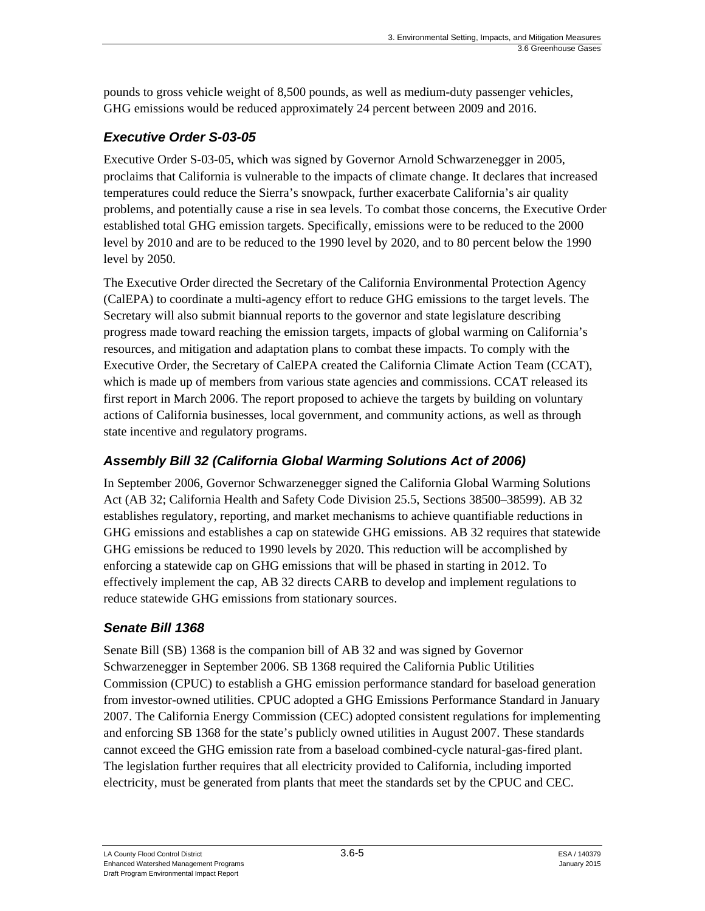pounds to gross vehicle weight of 8,500 pounds, as well as medium-duty passenger vehicles, GHG emissions would be reduced approximately 24 percent between 2009 and 2016.

### *Executive Order S-03-05*

Executive Order S-03-05, which was signed by Governor Arnold Schwarzenegger in 2005, proclaims that California is vulnerable to the impacts of climate change. It declares that increased temperatures could reduce the Sierra's snowpack, further exacerbate California's air quality problems, and potentially cause a rise in sea levels. To combat those concerns, the Executive Order established total GHG emission targets. Specifically, emissions were to be reduced to the 2000 level by 2010 and are to be reduced to the 1990 level by 2020, and to 80 percent below the 1990 level by 2050.

The Executive Order directed the Secretary of the California Environmental Protection Agency (CalEPA) to coordinate a multi-agency effort to reduce GHG emissions to the target levels. The Secretary will also submit biannual reports to the governor and state legislature describing progress made toward reaching the emission targets, impacts of global warming on California's resources, and mitigation and adaptation plans to combat these impacts. To comply with the Executive Order, the Secretary of CalEPA created the California Climate Action Team (CCAT), which is made up of members from various state agencies and commissions. CCAT released its first report in March 2006. The report proposed to achieve the targets by building on voluntary actions of California businesses, local government, and community actions, as well as through state incentive and regulatory programs.

### *Assembly Bill 32 (California Global Warming Solutions Act of 2006)*

In September 2006, Governor Schwarzenegger signed the California Global Warming Solutions Act (AB 32; California Health and Safety Code Division 25.5, Sections 38500–38599). AB 32 establishes regulatory, reporting, and market mechanisms to achieve quantifiable reductions in GHG emissions and establishes a cap on statewide GHG emissions. AB 32 requires that statewide GHG emissions be reduced to 1990 levels by 2020. This reduction will be accomplished by enforcing a statewide cap on GHG emissions that will be phased in starting in 2012. To effectively implement the cap, AB 32 directs CARB to develop and implement regulations to reduce statewide GHG emissions from stationary sources.

### *Senate Bill 1368*

Senate Bill (SB) 1368 is the companion bill of AB 32 and was signed by Governor Schwarzenegger in September 2006. SB 1368 required the California Public Utilities Commission (CPUC) to establish a GHG emission performance standard for baseload generation from investor-owned utilities. CPUC adopted a GHG Emissions Performance Standard in January 2007. The California Energy Commission (CEC) adopted consistent regulations for implementing and enforcing SB 1368 for the state's publicly owned utilities in August 2007. These standards cannot exceed the GHG emission rate from a baseload combined-cycle natural-gas-fired plant. The legislation further requires that all electricity provided to California, including imported electricity, must be generated from plants that meet the standards set by the CPUC and CEC.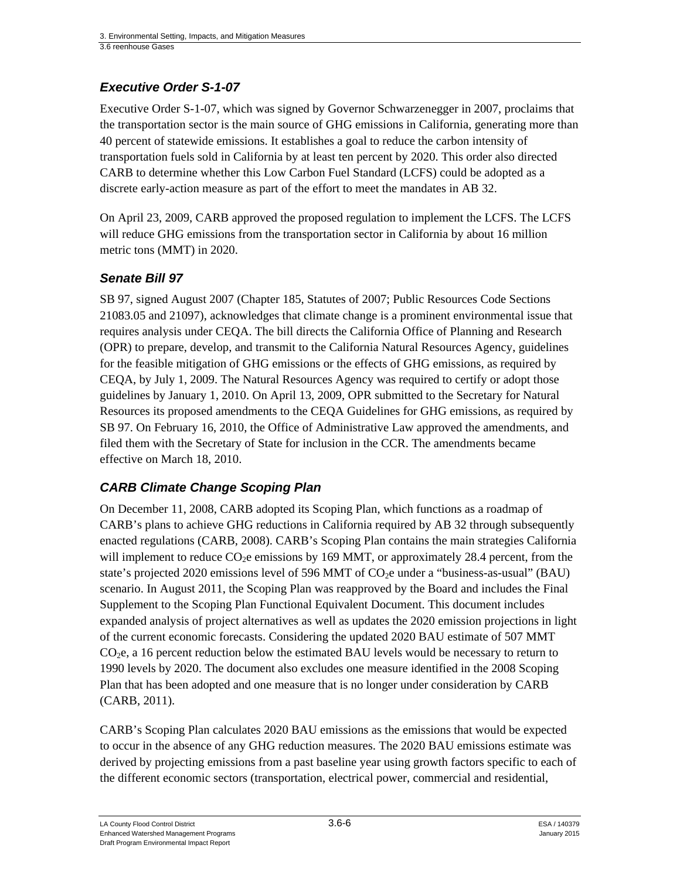### *Executive Order S-1-07*

Executive Order S-1-07, which was signed by Governor Schwarzenegger in 2007, proclaims that the transportation sector is the main source of GHG emissions in California, generating more than 40 percent of statewide emissions. It establishes a goal to reduce the carbon intensity of transportation fuels sold in California by at least ten percent by 2020. This order also directed CARB to determine whether this Low Carbon Fuel Standard (LCFS) could be adopted as a discrete early-action measure as part of the effort to meet the mandates in AB 32.

On April 23, 2009, CARB approved the proposed regulation to implement the LCFS. The LCFS will reduce GHG emissions from the transportation sector in California by about 16 million metric tons (MMT) in 2020.

### *Senate Bill 97*

SB 97, signed August 2007 (Chapter 185, Statutes of 2007; Public Resources Code Sections 21083.05 and 21097), acknowledges that climate change is a prominent environmental issue that requires analysis under CEQA. The bill directs the California Office of Planning and Research (OPR) to prepare, develop, and transmit to the California Natural Resources Agency, guidelines for the feasible mitigation of GHG emissions or the effects of GHG emissions, as required by CEQA, by July 1, 2009. The Natural Resources Agency was required to certify or adopt those guidelines by January 1, 2010. On April 13, 2009, OPR submitted to the Secretary for Natural Resources its proposed amendments to the CEQA Guidelines for GHG emissions, as required by SB 97. On February 16, 2010, the Office of Administrative Law approved the amendments, and filed them with the Secretary of State for inclusion in the CCR. The amendments became effective on March 18, 2010.

### *CARB Climate Change Scoping Plan*

On December 11, 2008, CARB adopted its Scoping Plan, which functions as a roadmap of CARB's plans to achieve GHG reductions in California required by AB 32 through subsequently enacted regulations (CARB, 2008). CARB's Scoping Plan contains the main strategies California will implement to reduce $CO_2e$ emissions by 169 MMT, or approximately 28.4 percent, from the state's projected 2020 emissions level of 596 MMT of $CO_2e$ under a "business-as-usual" (BAU) scenario. In August 2011, the Scoping Plan was reapproved by the Board and includes the Final Supplement to the Scoping Plan Functional Equivalent Document. This document includes expanded analysis of project alternatives as well as updates the 2020 emission projections in light of the current economic forecasts. Considering the updated 2020 BAU estimate of 507 MMT $CO_2e$, a 16 percent reduction below the estimated BAU levels would be necessary to return to 1990 levels by 2020. The document also excludes one measure identified in the 2008 Scoping Plan that has been adopted and one measure that is no longer under consideration by CARB (CARB, 2011).

CARB's Scoping Plan calculates 2020 BAU emissions as the emissions that would be expected to occur in the absence of any GHG reduction measures. The 2020 BAU emissions estimate was derived by projecting emissions from a past baseline year using growth factors specific to each of the different economic sectors (transportation, electrical power, commercial and residential,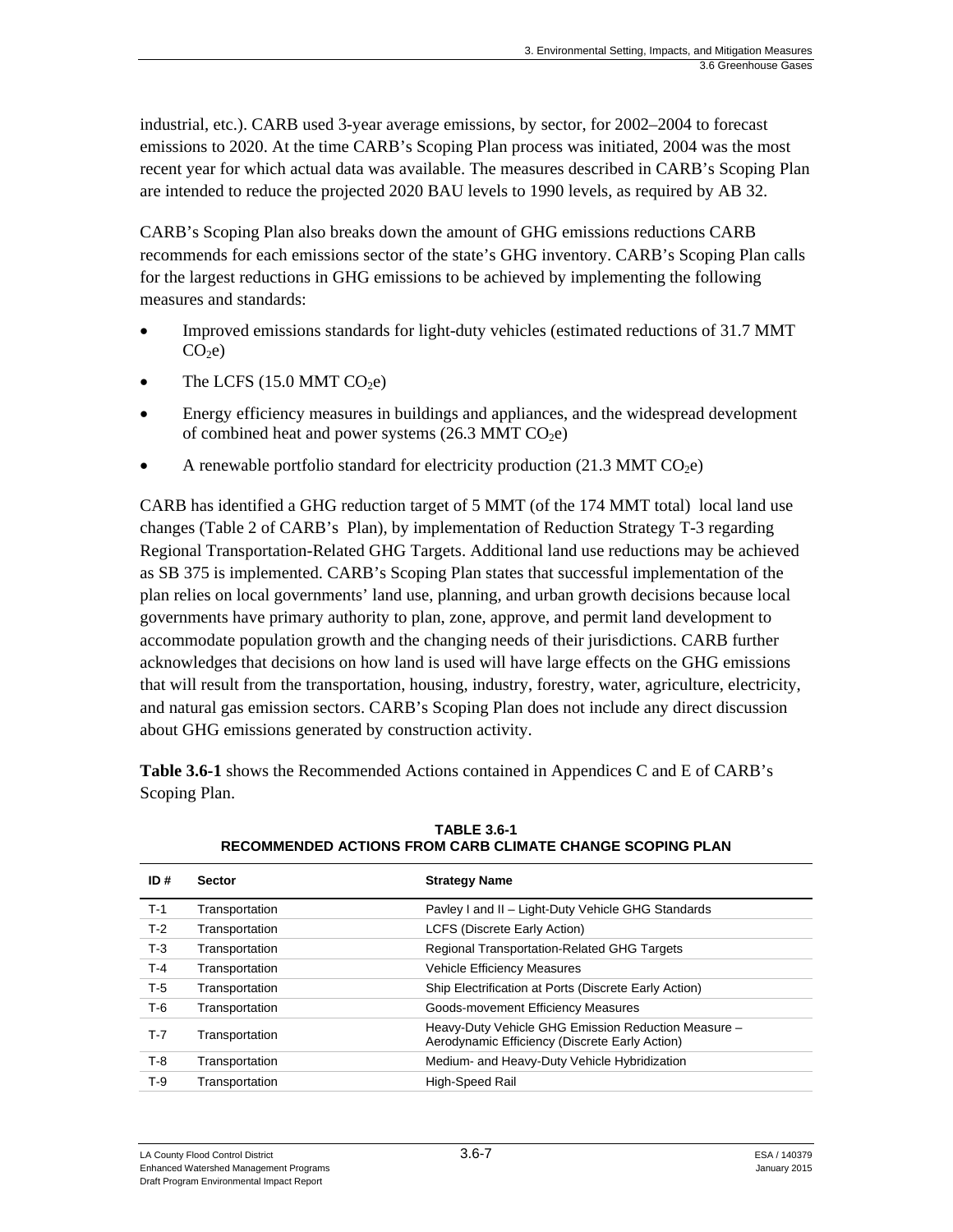industrial, etc.). CARB used 3-year average emissions, by sector, for 2002–2004 to forecast emissions to 2020. At the time CARB's Scoping Plan process was initiated, 2004 was the most recent year for which actual data was available. The measures described in CARB's Scoping Plan are intended to reduce the projected 2020 BAU levels to 1990 levels, as required by AB 32.

CARB's Scoping Plan also breaks down the amount of GHG emissions reductions CARB recommends for each emissions sector of the state's GHG inventory. CARB's Scoping Plan calls for the largest reductions in GHG emissions to be achieved by implementing the following measures and standards:

- Improved emissions standards for light-duty vehicles (estimated reductions of 31.7 MMT $CO_2e$)
- The LCFS (15.0 MMT $CO_2e$)
- Energy efficiency measures in buildings and appliances, and the widespread development of combined heat and power systems (26.3 MMT $CO_2e$)
- A renewable portfolio standard for electricity production (21.3 MMT $CO_2e$)

CARB has identified a GHG reduction target of 5 MMT (of the 174 MMT total) local land use changes (Table 2 of CARB's Plan), by implementation of Reduction Strategy T-3 regarding Regional Transportation-Related GHG Targets. Additional land use reductions may be achieved as SB 375 is implemented. CARB's Scoping Plan states that successful implementation of the plan relies on local governments' land use, planning, and urban growth decisions because local governments have primary authority to plan, zone, approve, and permit land development to accommodate population growth and the changing needs of their jurisdictions. CARB further acknowledges that decisions on how land is used will have large effects on the GHG emissions that will result from the transportation, housing, industry, forestry, water, agriculture, electricity, and natural gas emission sectors. CARB's Scoping Plan does not include any direct discussion about GHG emissions generated by construction activity.

**Table 3.6-1** shows the Recommended Actions contained in Appendices C and E of CARB's Scoping Plan.

**TABLE 3.6-1**
**RECOMMENDED ACTIONS FROM CARB CLIMATE CHANGE SCOPING PLAN**

| ID # | Sector | Strategy Name |
|---|---|---|
| T-1 | Transportation | Pavley I and II – Light-Duty Vehicle GHG Standards |
| T-2 | Transportation | LCFS (Discrete Early Action) |
| T-3 | Transportation | Regional Transportation-Related GHG Targets |
| T-4 | Transportation | Vehicle Efficiency Measures |
| T-5 | Transportation | Ship Electrification at Ports (Discrete Early Action) |
| T-6 | Transportation | Goods-movement Efficiency Measures |
| T-7 | Transportation | Heavy-Duty Vehicle GHG Emission Reduction Measure – Aerodynamic Efficiency (Discrete Early Action) |
| T-8 | Transportation | Medium- and Heavy-Duty Vehicle Hybridization |
| T-9 | Transportation | High-Speed Rail |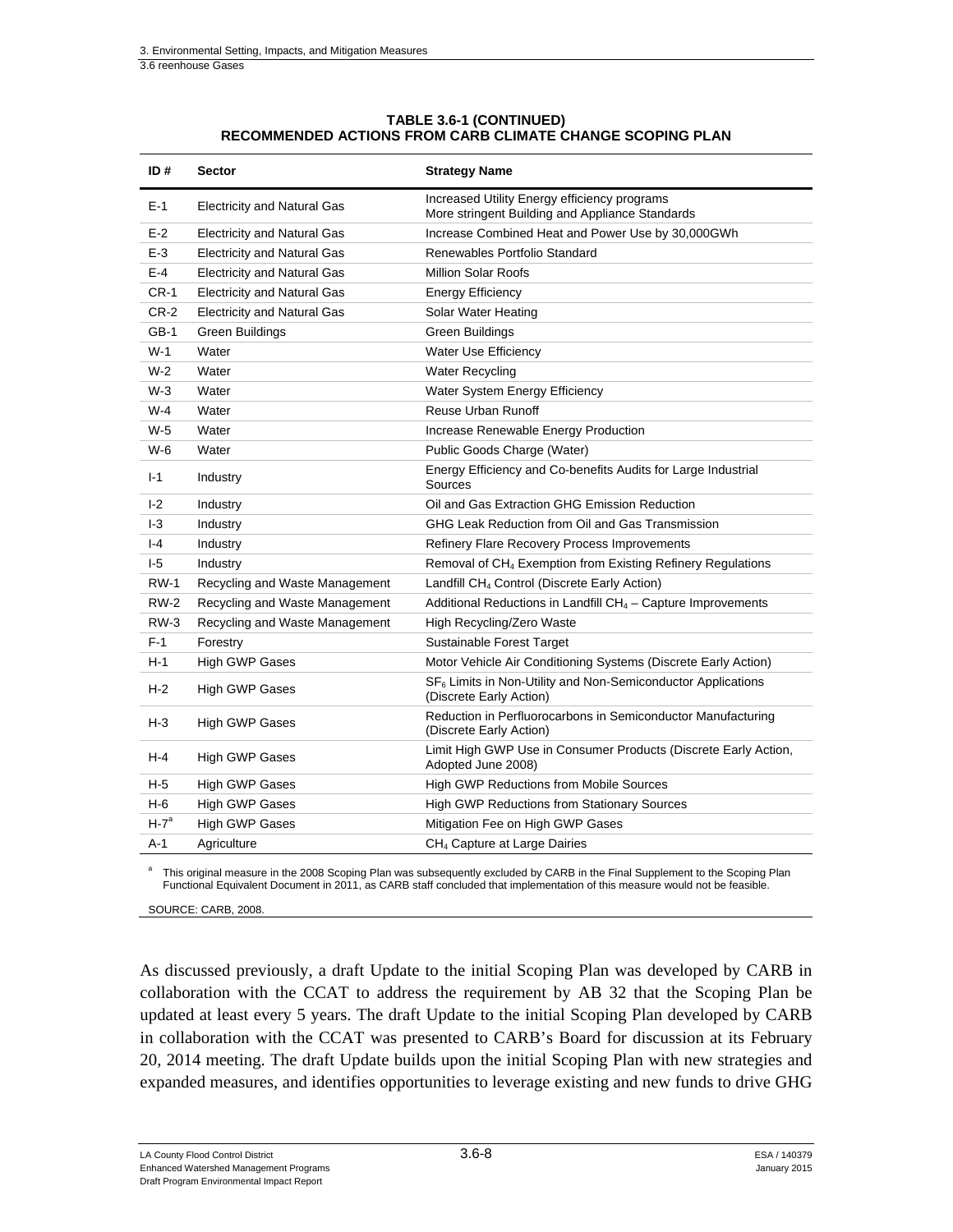**TABLE 3.6-1 (CONTINUED)**
**RECOMMENDED ACTIONS FROM CARB CLIMATE CHANGE SCOPING PLAN**

| ID # | Sector | Strategy Name |
|---|---|---|
| E-1 | Electricity and Natural Gas | Increased Utility Energy efficiency programs<br>More stringent Building and Appliance Standards |
| E-2 | Electricity and Natural Gas | Increase Combined Heat and Power Use by 30,000GWh |
| E-3 | Electricity and Natural Gas | Renewables Portfolio Standard |
| E-4 | Electricity and Natural Gas | Million Solar Roofs |
| CR-1 | Electricity and Natural Gas | Energy Efficiency |
| CR-2 | Electricity and Natural Gas | Solar Water Heating |
| GB-1 | Green Buildings | Green Buildings |
| W-1 | Water | Water Use Efficiency |
| W-2 | Water | Water Recycling |
| W-3 | Water | Water System Energy Efficiency |
| W-4 | Water | Reuse Urban Runoff |
| W-5 | Water | Increase Renewable Energy Production |
| W-6 | Water | Public Goods Charge (Water) |
| I-1 | Industry | Energy Efficiency and Co-benefits Audits for Large Industrial Sources |
| I-2 | Industry | Oil and Gas Extraction GHG Emission Reduction |
| I-3 | Industry | GHG Leak Reduction from Oil and Gas Transmission |
| I-4 | Industry | Refinery Flare Recovery Process Improvements |
| I-5 | Industry | Removal of $CH_4$ Exemption from Existing Refinery Regulations |
| RW-1 | Recycling and Waste Management | Landfill $CH_4$ Control (Discrete Early Action) |
| RW-2 | Recycling and Waste Management | Additional Reductions in Landfill $CH_4$ – Capture Improvements |
| RW-3 | Recycling and Waste Management | High Recycling/Zero Waste |
| F-1 | Forestry | Sustainable Forest Target |
| H-1 | High GWP Gases | Motor Vehicle Air Conditioning Systems (Discrete Early Action) |
| H-2 | High GWP Gases | $SF_6$ Limits in Non-Utility and Non-Semiconductor Applications (Discrete Early Action) |
| H-3 | High GWP Gases | Reduction in Perfluorocarbons in Semiconductor Manufacturing (Discrete Early Action) |
| H-4 | High GWP Gases | Limit High GWP Use in Consumer Products (Discrete Early Action, Adopted June 2008) |
| H-5 | High GWP Gases | High GWP Reductions from Mobile Sources |
| H-6 | High GWP Gases | High GWP Reductions from Stationary Sources |
| H-7[a] | High GWP Gases | Mitigation Fee on High GWP Gases |
| A-1 | Agriculture | $CH_4$ Capture at Large Dairies |

[a] This original measure in the 2008 Scoping Plan was subsequently excluded by CARB in the Final Supplement to the Scoping Plan Functional Equivalent Document in 2011, as CARB staff concluded that implementation of this measure would not be feasible.

SOURCE: CARB, 2008.

As discussed previously, a draft Update to the initial Scoping Plan was developed by CARB in collaboration with the CCAT to address the requirement by AB 32 that the Scoping Plan be updated at least every 5 years. The draft Update to the initial Scoping Plan developed by CARB in collaboration with the CCAT was presented to CARB's Board for discussion at its February 20, 2014 meeting. The draft Update builds upon the initial Scoping Plan with new strategies and expanded measures, and identifies opportunities to leverage existing and new funds to drive GHG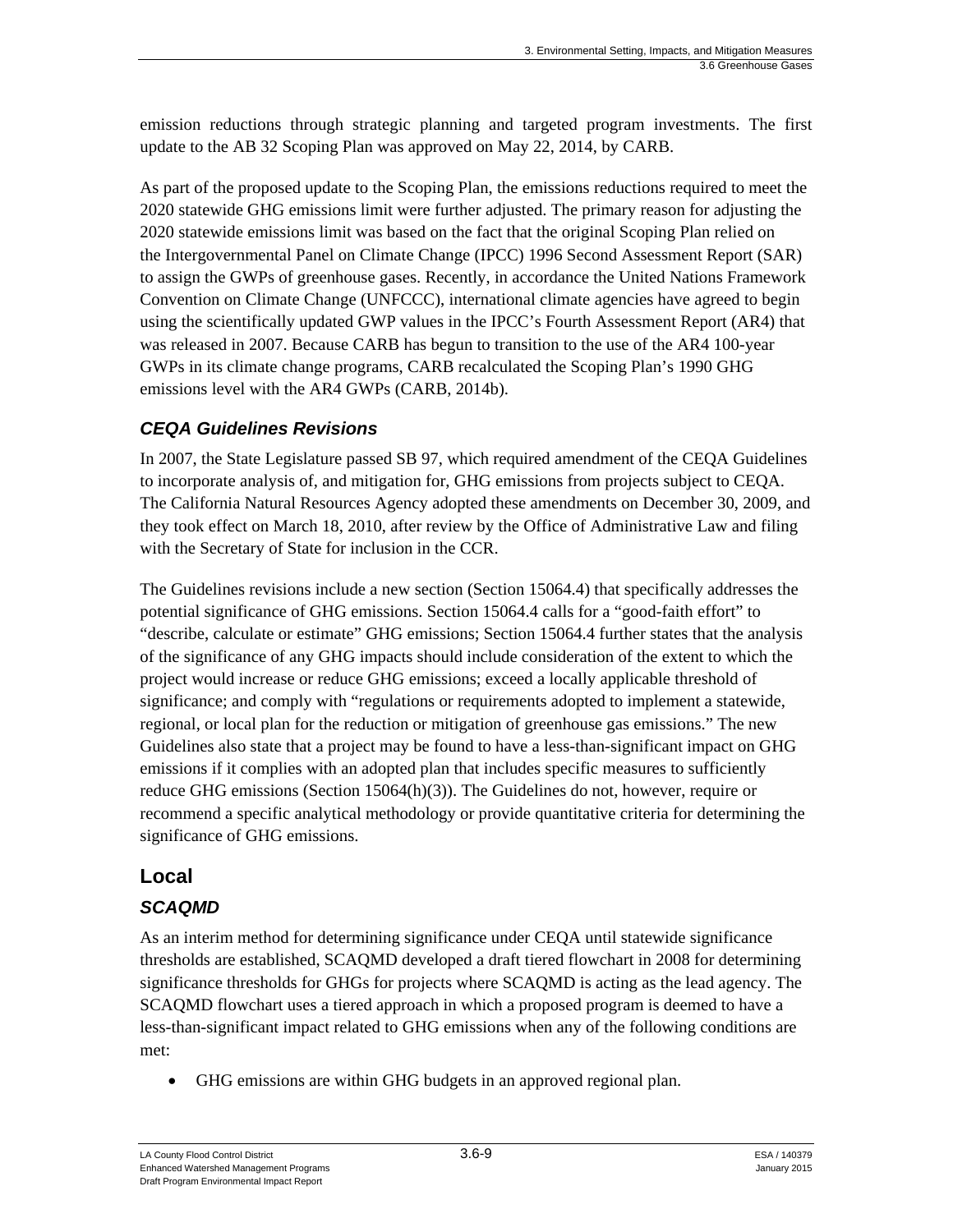emission reductions through strategic planning and targeted program investments. The first update to the AB 32 Scoping Plan was approved on May 22, 2014, by CARB.

As part of the proposed update to the Scoping Plan, the emissions reductions required to meet the 2020 statewide GHG emissions limit were further adjusted. The primary reason for adjusting the 2020 statewide emissions limit was based on the fact that the original Scoping Plan relied on the Intergovernmental Panel on Climate Change (IPCC) 1996 Second Assessment Report (SAR) to assign the GWPs of greenhouse gases. Recently, in accordance the United Nations Framework Convention on Climate Change (UNFCCC), international climate agencies have agreed to begin using the scientifically updated GWP values in the IPCC's Fourth Assessment Report (AR4) that was released in 2007. Because CARB has begun to transition to the use of the AR4 100-year GWPs in its climate change programs, CARB recalculated the Scoping Plan's 1990 GHG emissions level with the AR4 GWPs (CARB, 2014b).

### *CEQA Guidelines Revisions*

In 2007, the State Legislature passed SB 97, which required amendment of the CEQA Guidelines to incorporate analysis of, and mitigation for, GHG emissions from projects subject to CEQA. The California Natural Resources Agency adopted these amendments on December 30, 2009, and they took effect on March 18, 2010, after review by the Office of Administrative Law and filing with the Secretary of State for inclusion in the CCR.

The Guidelines revisions include a new section (Section 15064.4) that specifically addresses the potential significance of GHG emissions. Section 15064.4 calls for a "good-faith effort" to "describe, calculate or estimate" GHG emissions; Section 15064.4 further states that the analysis of the significance of any GHG impacts should include consideration of the extent to which the project would increase or reduce GHG emissions; exceed a locally applicable threshold of significance; and comply with "regulations or requirements adopted to implement a statewide, regional, or local plan for the reduction or mitigation of greenhouse gas emissions." The new Guidelines also state that a project may be found to have a less-than-significant impact on GHG emissions if it complies with an adopted plan that includes specific measures to sufficiently reduce GHG emissions (Section 15064(h)(3)). The Guidelines do not, however, require or recommend a specific analytical methodology or provide quantitative criteria for determining the significance of GHG emissions.

## Local

### *SCAQMD*

As an interim method for determining significance under CEQA until statewide significance thresholds are established, SCAQMD developed a draft tiered flowchart in 2008 for determining significance thresholds for GHGs for projects where SCAQMD is acting as the lead agency. The SCAQMD flowchart uses a tiered approach in which a proposed program is deemed to have a less-than-significant impact related to GHG emissions when any of the following conditions are met:

- GHG emissions are within GHG budgets in an approved regional plan.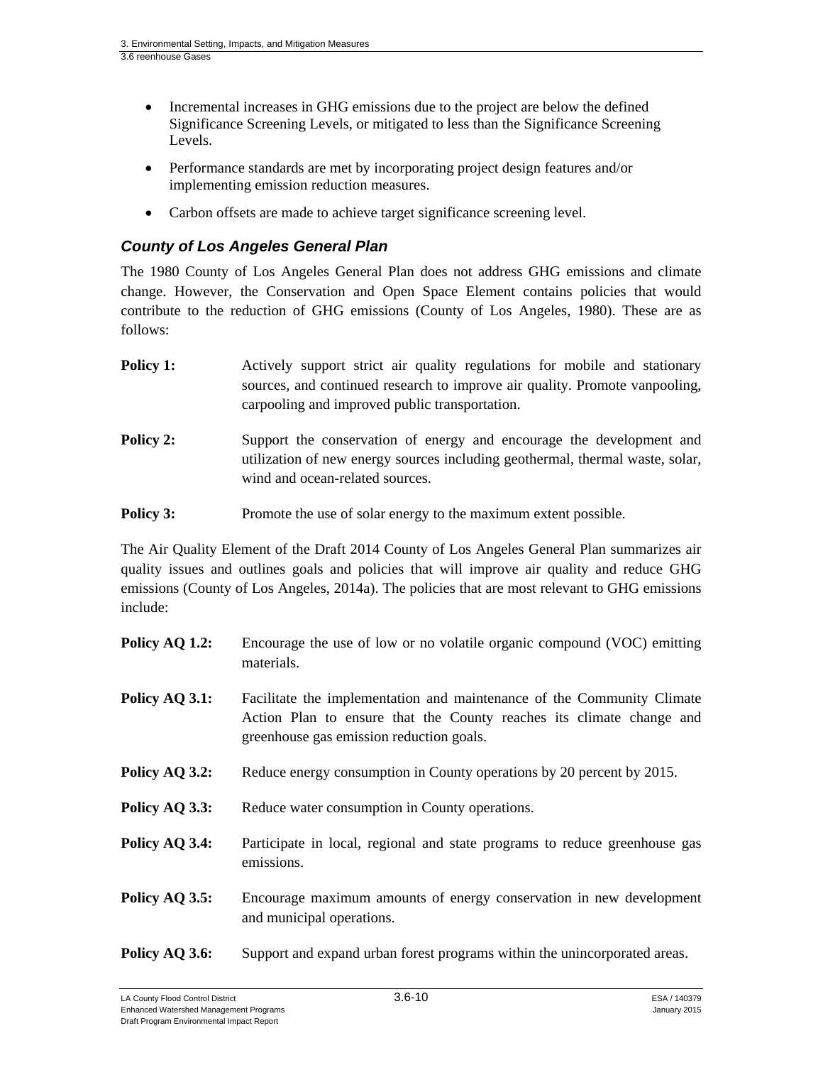- Incremental increases in GHG emissions due to the project are below the defined Significance Screening Levels, or mitigated to less than the Significance Screening Levels.
- Performance standards are met by incorporating project design features and/or implementing emission reduction measures.
- Carbon offsets are made to achieve target significance screening level.

### *County of Los Angeles General Plan*

The 1980 County of Los Angeles General Plan does not address GHG emissions and climate change. However, the Conservation and Open Space Element contains policies that would contribute to the reduction of GHG emissions (County of Los Angeles, 1980). These are as follows:

**Policy 1:** Actively support strict air quality regulations for mobile and stationary sources, and continued research to improve air quality. Promote vanpooling, carpooling and improved public transportation.

**Policy 2:** Support the conservation of energy and encourage the development and utilization of new energy sources including geothermal, thermal waste, solar, wind and ocean-related sources.

**Policy 3:** Promote the use of solar energy to the maximum extent possible.

The Air Quality Element of the Draft 2014 County of Los Angeles General Plan summarizes air quality issues and outlines goals and policies that will improve air quality and reduce GHG emissions (County of Los Angeles, 2014a). The policies that are most relevant to GHG emissions include:

**Policy AQ 1.2:** Encourage the use of low or no volatile organic compound (VOC) emitting materials.

**Policy AQ 3.1:** Facilitate the implementation and maintenance of the Community Climate Action Plan to ensure that the County reaches its climate change and greenhouse gas emission reduction goals.

**Policy AQ 3.2:** Reduce energy consumption in County operations by 20 percent by 2015.

**Policy AQ 3.3:** Reduce water consumption in County operations.

**Policy AQ 3.4:** Participate in local, regional and state programs to reduce greenhouse gas emissions.

**Policy AQ 3.5:** Encourage maximum amounts of energy conservation in new development and municipal operations.

**Policy AQ 3.6:** Support and expand urban forest programs within the unincorporated areas.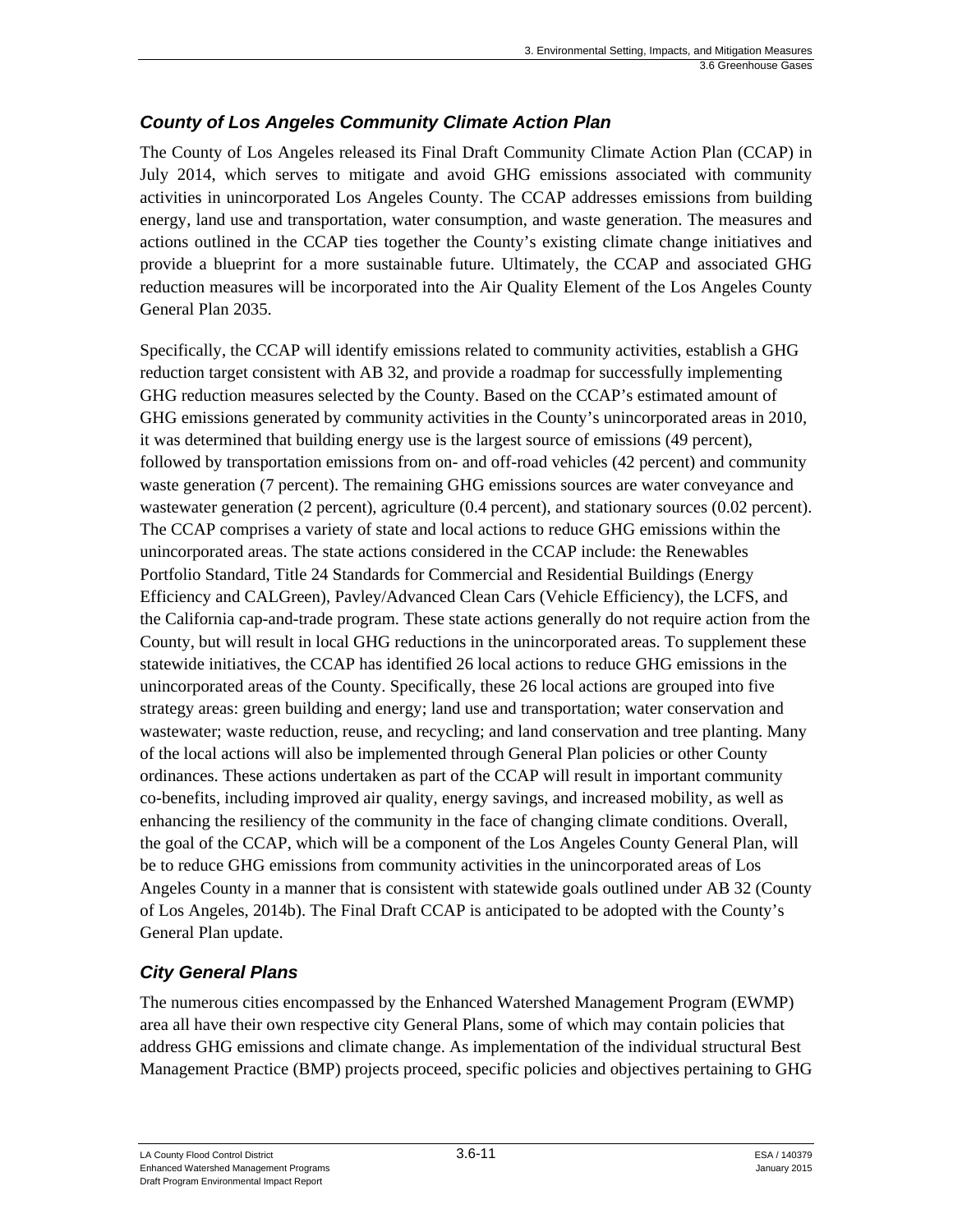### *County of Los Angeles Community Climate Action Plan*

The County of Los Angeles released its Final Draft Community Climate Action Plan (CCAP) in July 2014, which serves to mitigate and avoid GHG emissions associated with community activities in unincorporated Los Angeles County. The CCAP addresses emissions from building energy, land use and transportation, water consumption, and waste generation. The measures and actions outlined in the CCAP ties together the County's existing climate change initiatives and provide a blueprint for a more sustainable future. Ultimately, the CCAP and associated GHG reduction measures will be incorporated into the Air Quality Element of the Los Angeles County General Plan 2035.

Specifically, the CCAP will identify emissions related to community activities, establish a GHG reduction target consistent with AB 32, and provide a roadmap for successfully implementing GHG reduction measures selected by the County. Based on the CCAP's estimated amount of GHG emissions generated by community activities in the County's unincorporated areas in 2010, it was determined that building energy use is the largest source of emissions (49 percent), followed by transportation emissions from on- and off-road vehicles (42 percent) and community waste generation (7 percent). The remaining GHG emissions sources are water conveyance and wastewater generation (2 percent), agriculture (0.4 percent), and stationary sources (0.02 percent). The CCAP comprises a variety of state and local actions to reduce GHG emissions within the unincorporated areas. The state actions considered in the CCAP include: the Renewables Portfolio Standard, Title 24 Standards for Commercial and Residential Buildings (Energy Efficiency and CALGreen), Pavley/Advanced Clean Cars (Vehicle Efficiency), the LCFS, and the California cap-and-trade program. These state actions generally do not require action from the County, but will result in local GHG reductions in the unincorporated areas. To supplement these statewide initiatives, the CCAP has identified 26 local actions to reduce GHG emissions in the unincorporated areas of the County. Specifically, these 26 local actions are grouped into five strategy areas: green building and energy; land use and transportation; water conservation and wastewater; waste reduction, reuse, and recycling; and land conservation and tree planting. Many of the local actions will also be implemented through General Plan policies or other County ordinances. These actions undertaken as part of the CCAP will result in important community co-benefits, including improved air quality, energy savings, and increased mobility, as well as enhancing the resiliency of the community in the face of changing climate conditions. Overall, the goal of the CCAP, which will be a component of the Los Angeles County General Plan, will be to reduce GHG emissions from community activities in the unincorporated areas of Los Angeles County in a manner that is consistent with statewide goals outlined under AB 32 (County of Los Angeles, 2014b). The Final Draft CCAP is anticipated to be adopted with the County's General Plan update.

### *City General Plans*

The numerous cities encompassed by the Enhanced Watershed Management Program (EWMP) area all have their own respective city General Plans, some of which may contain policies that address GHG emissions and climate change. As implementation of the individual structural Best Management Practice (BMP) projects proceed, specific policies and objectives pertaining to GHG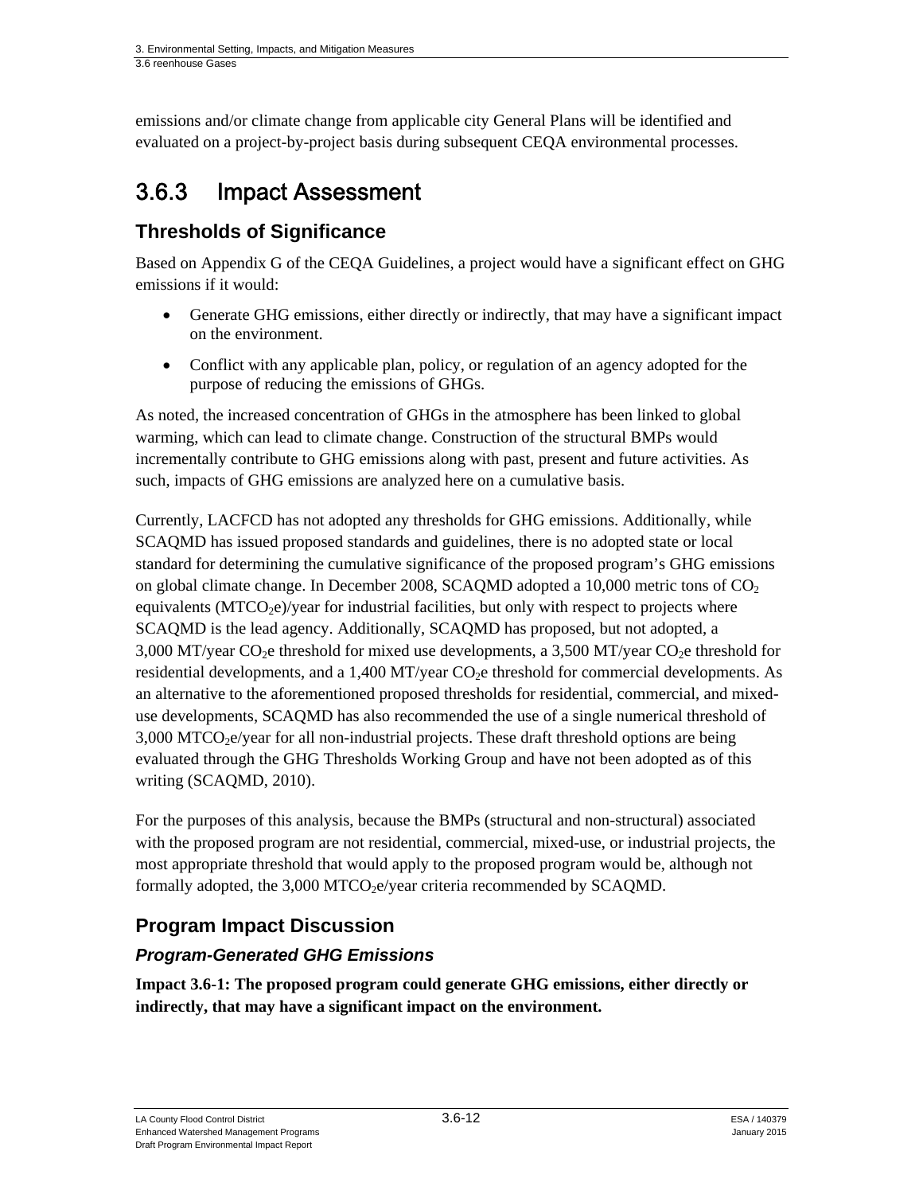emissions and/or climate change from applicable city General Plans will be identified and evaluated on a project-by-project basis during subsequent CEQA environmental processes.

## 3.6.3 Impact Assessment

### Thresholds of Significance

Based on Appendix G of the CEQA Guidelines, a project would have a significant effect on GHG emissions if it would:

- Generate GHG emissions, either directly or indirectly, that may have a significant impact on the environment.
- Conflict with any applicable plan, policy, or regulation of an agency adopted for the purpose of reducing the emissions of GHGs.

As noted, the increased concentration of GHGs in the atmosphere has been linked to global warming, which can lead to climate change. Construction of the structural BMPs would incrementally contribute to GHG emissions along with past, present and future activities. As such, impacts of GHG emissions are analyzed here on a cumulative basis.

Currently, LACFCD has not adopted any thresholds for GHG emissions. Additionally, while SCAQMD has issued proposed standards and guidelines, there is no adopted state or local standard for determining the cumulative significance of the proposed program's GHG emissions on global climate change. In December 2008, SCAQMD adopted a 10,000 metric tons of $CO_2$ equivalents ($MTCO_2e$)/year for industrial facilities, but only with respect to projects where SCAQMD is the lead agency. Additionally, SCAQMD has proposed, but not adopted, a 3,000 MT/year $CO_2e$ threshold for mixed use developments, a 3,500 MT/year $CO_2e$ threshold for residential developments, and a 1,400 MT/year $CO_2e$ threshold for commercial developments. As an alternative to the aforementioned proposed thresholds for residential, commercial, and mixed-use developments, SCAQMD has also recommended the use of a single numerical threshold of 3,000 $MTCO_2e$/year for all non-industrial projects. These draft threshold options are being evaluated through the GHG Thresholds Working Group and have not been adopted as of this writing (SCAQMD, 2010).

For the purposes of this analysis, because the BMPs (structural and non-structural) associated with the proposed program are not residential, commercial, mixed-use, or industrial projects, the most appropriate threshold that would apply to the proposed program would be, although not formally adopted, the 3,000 $MTCO_2e$/year criteria recommended by SCAQMD.

### Program Impact Discussion

#### *Program-Generated GHG Emissions*

**Impact 3.6-1: The proposed program could generate GHG emissions, either directly or indirectly, that may have a significant impact on the environment.**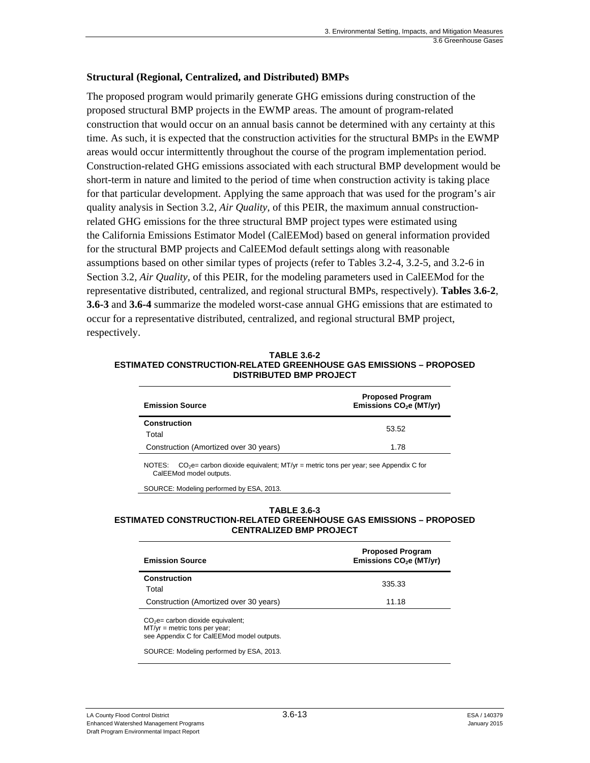### Structural (Regional, Centralized, and Distributed) BMPs

The proposed program would primarily generate GHG emissions during construction of the proposed structural BMP projects in the EWMP areas. The amount of program-related construction that would occur on an annual basis cannot be determined with any certainty at this time. As such, it is expected that the construction activities for the structural BMPs in the EWMP areas would occur intermittently throughout the course of the program implementation period. Construction-related GHG emissions associated with each structural BMP development would be short-term in nature and limited to the period of time when construction activity is taking place for that particular development. Applying the same approach that was used for the program's air quality analysis in Section 3.2, *Air Quality*, of this PEIR, the maximum annual construction-related GHG emissions for the three structural BMP project types were estimated using the California Emissions Estimator Model (CalEEMod) based on general information provided for the structural BMP projects and CalEEMod default settings along with reasonable assumptions based on other similar types of projects (refer to Tables 3.2-4, 3.2-5, and 3.2-6 in Section 3.2, *Air Quality*, of this PEIR, for the modeling parameters used in CalEEMod for the representative distributed, centralized, and regional structural BMPs, respectively). **Tables 3.6-2**, **3.6-3** and **3.6-4** summarize the modeled worst-case annual GHG emissions that are estimated to occur for a representative distributed, centralized, and regional structural BMP project, respectively.

**TABLE 3.6-2**
**ESTIMATED CONSTRUCTION-RELATED GREENHOUSE GAS EMISSIONS – PROPOSED DISTRIBUTED BMP PROJECT**

| Emission Source | Proposed Program Emissions $CO_2e$ (MT/yr) |
|---|---|
| **Construction** | |
| Total | 53.52 |
| Construction (Amortized over 30 years) | 1.78 |

NOTES: $CO_2e$= carbon dioxide equivalent; MT/yr = metric tons per year; see Appendix C for CalEEMod model outputs.

SOURCE: Modeling performed by ESA, 2013.

**TABLE 3.6-3**
**ESTIMATED CONSTRUCTION-RELATED GREENHOUSE GAS EMISSIONS – PROPOSED CENTRALIZED BMP PROJECT**

| Emission Source | Proposed Program Emissions $CO_2e$ (MT/yr) |
|---|---|
| **Construction** | |
| Total | 335.33 |
| Construction (Amortized over 30 years) | 11.18 |

$CO_2e$= carbon dioxide equivalent;
MT/yr = metric tons per year;
see Appendix C for CalEEMod model outputs.

SOURCE: Modeling performed by ESA, 2013.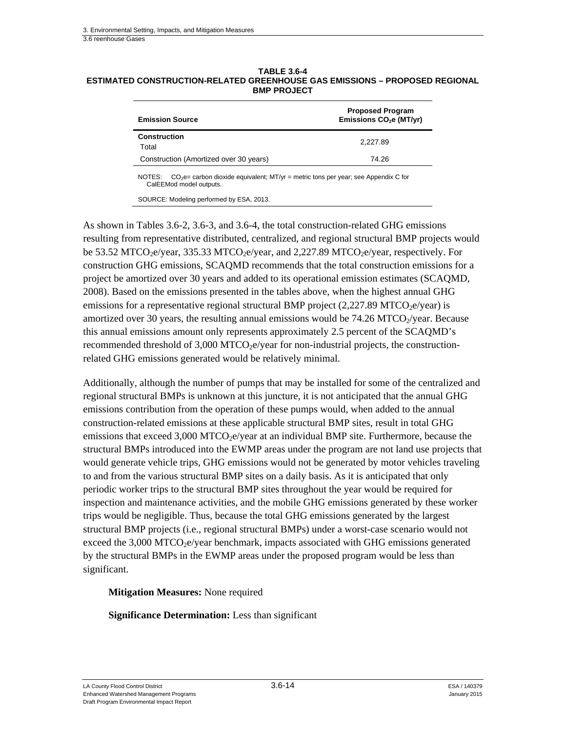**TABLE 3.6-4**
**ESTIMATED CONSTRUCTION-RELATED GREENHOUSE GAS EMISSIONS – PROPOSED REGIONAL BMP PROJECT**

| Emission Source | Proposed Program Emissions $CO_2e$ (MT/yr) |
|---|---|
| **Construction** | |
| Total | 2,227.89 |
| Construction (Amortized over 30 years) | 74.26 |

NOTES: $CO_2e$= carbon dioxide equivalent; MT/yr = metric tons per year; see Appendix C for CalEEMod model outputs.

SOURCE: Modeling performed by ESA, 2013.

As shown in Tables 3.6-2, 3.6-3, and 3.6-4, the total construction-related GHG emissions resulting from representative distributed, centralized, and regional structural BMP projects would be 53.52 $MTCO_2e$/year, 335.33 $MTCO_2e$/year, and 2,227.89 $MTCO_2e$/year, respectively. For construction GHG emissions, SCAQMD recommends that the total construction emissions for a project be amortized over 30 years and added to its operational emission estimates (SCAQMD, 2008). Based on the emissions presented in the tables above, when the highest annual GHG emissions for a representative regional structural BMP project (2,227.89 $MTCO_2e$/year) is amortized over 30 years, the resulting annual emissions would be 74.26 $MTCO_2$/year. Because this annual emissions amount only represents approximately 2.5 percent of the SCAQMD's recommended threshold of 3,000 $MTCO_2e$/year for non-industrial projects, the construction-related GHG emissions generated would be relatively minimal.

Additionally, although the number of pumps that may be installed for some of the centralized and regional structural BMPs is unknown at this juncture, it is not anticipated that the annual GHG emissions contribution from the operation of these pumps would, when added to the annual construction-related emissions at these applicable structural BMP sites, result in total GHG emissions that exceed 3,000 $MTCO_2e$/year at an individual BMP site. Furthermore, because the structural BMPs introduced into the EWMP areas under the program are not land use projects that would generate vehicle trips, GHG emissions would not be generated by motor vehicles traveling to and from the various structural BMP sites on a daily basis. As it is anticipated that only periodic worker trips to the structural BMP sites throughout the year would be required for inspection and maintenance activities, and the mobile GHG emissions generated by these worker trips would be negligible. Thus, because the total GHG emissions generated by the largest structural BMP projects (i.e., regional structural BMPs) under a worst-case scenario would not exceed the 3,000 $MTCO_2e$/year benchmark, impacts associated with GHG emissions generated by the structural BMPs in the EWMP areas under the proposed program would be less than significant.

**Mitigation Measures:** None required

**Significance Determination:** Less than significant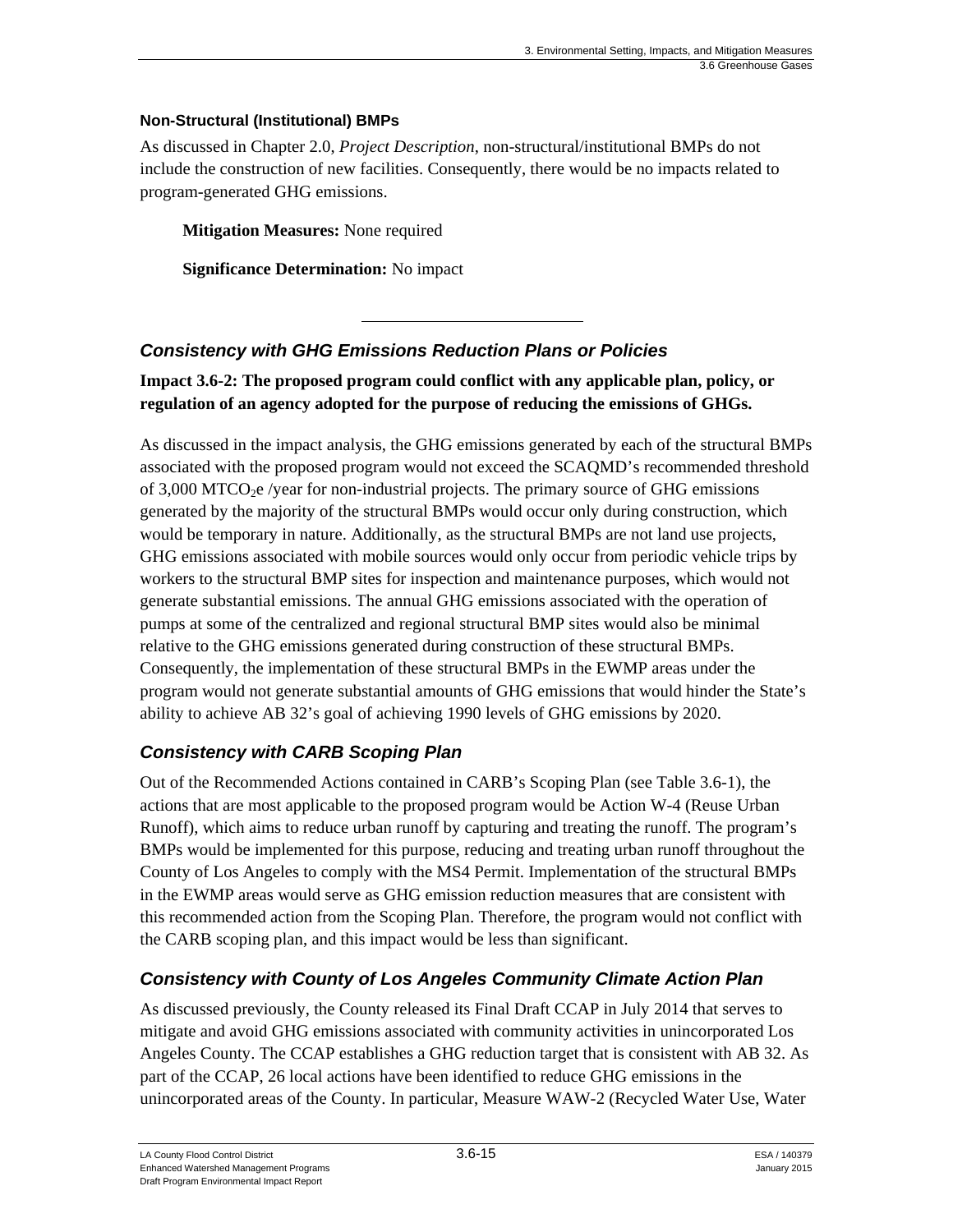#### Non-Structural (Institutional) BMPs

As discussed in Chapter 2.0, *Project Description*, non-structural/institutional BMPs do not include the construction of new facilities. Consequently, there would be no impacts related to program-generated GHG emissions.

**Mitigation Measures:** None required

**Significance Determination:** No impact

---

### *Consistency with GHG Emissions Reduction Plans or Policies*

**Impact 3.6-2: The proposed program could conflict with any applicable plan, policy, or regulation of an agency adopted for the purpose of reducing the emissions of GHGs.**

As discussed in the impact analysis, the GHG emissions generated by each of the structural BMPs associated with the proposed program would not exceed the SCAQMD's recommended threshold of 3,000 $MTCO_2e$ /year for non-industrial projects. The primary source of GHG emissions generated by the majority of the structural BMPs would occur only during construction, which would be temporary in nature. Additionally, as the structural BMPs are not land use projects, GHG emissions associated with mobile sources would only occur from periodic vehicle trips by workers to the structural BMP sites for inspection and maintenance purposes, which would not generate substantial emissions. The annual GHG emissions associated with the operation of pumps at some of the centralized and regional structural BMP sites would also be minimal relative to the GHG emissions generated during construction of these structural BMPs. Consequently, the implementation of these structural BMPs in the EWMP areas under the program would not generate substantial amounts of GHG emissions that would hinder the State's ability to achieve AB 32's goal of achieving 1990 levels of GHG emissions by 2020.

### *Consistency with CARB Scoping Plan*

Out of the Recommended Actions contained in CARB's Scoping Plan (see Table 3.6-1), the actions that are most applicable to the proposed program would be Action W-4 (Reuse Urban Runoff), which aims to reduce urban runoff by capturing and treating the runoff. The program's BMPs would be implemented for this purpose, reducing and treating urban runoff throughout the County of Los Angeles to comply with the MS4 Permit. Implementation of the structural BMPs in the EWMP areas would serve as GHG emission reduction measures that are consistent with this recommended action from the Scoping Plan. Therefore, the program would not conflict with the CARB scoping plan, and this impact would be less than significant.

### *Consistency with County of Los Angeles Community Climate Action Plan*

As discussed previously, the County released its Final Draft CCAP in July 2014 that serves to mitigate and avoid GHG emissions associated with community activities in unincorporated Los Angeles County. The CCAP establishes a GHG reduction target that is consistent with AB 32. As part of the CCAP, 26 local actions have been identified to reduce GHG emissions in the unincorporated areas of the County. In particular, Measure WAW-2 (Recycled Water Use, Water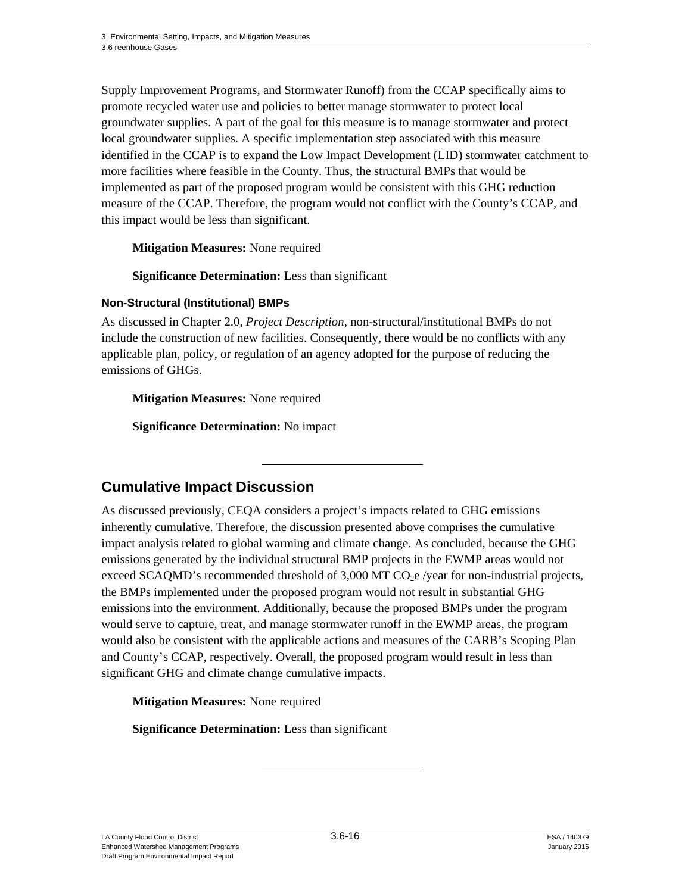Supply Improvement Programs, and Stormwater Runoff) from the CCAP specifically aims to promote recycled water use and policies to better manage stormwater to protect local groundwater supplies. A part of the goal for this measure is to manage stormwater and protect local groundwater supplies. A specific implementation step associated with this measure identified in the CCAP is to expand the Low Impact Development (LID) stormwater catchment to more facilities where feasible in the County. Thus, the structural BMPs that would be implemented as part of the proposed program would be consistent with this GHG reduction measure of the CCAP. Therefore, the program would not conflict with the County's CCAP, and this impact would be less than significant.

**Mitigation Measures:** None required

**Significance Determination:** Less than significant

#### Non-Structural (Institutional) BMPs

As discussed in Chapter 2.0, *Project Description*, non-structural/institutional BMPs do not include the construction of new facilities. Consequently, there would be no conflicts with any applicable plan, policy, or regulation of an agency adopted for the purpose of reducing the emissions of GHGs.

**Mitigation Measures:** None required

**Significance Determination:** No impact

---

## Cumulative Impact Discussion

As discussed previously, CEQA considers a project's impacts related to GHG emissions inherently cumulative. Therefore, the discussion presented above comprises the cumulative impact analysis related to global warming and climate change. As concluded, because the GHG emissions generated by the individual structural BMP projects in the EWMP areas would not exceed SCAQMD's recommended threshold of 3,000 MT $CO_2e$ /year for non-industrial projects, the BMPs implemented under the proposed program would not result in substantial GHG emissions into the environment. Additionally, because the proposed BMPs under the program would serve to capture, treat, and manage stormwater runoff in the EWMP areas, the program would also be consistent with the applicable actions and measures of the CARB's Scoping Plan and County's CCAP, respectively. Overall, the proposed program would result in less than significant GHG and climate change cumulative impacts.

**Mitigation Measures:** None required

**Significance Determination:** Less than significant

---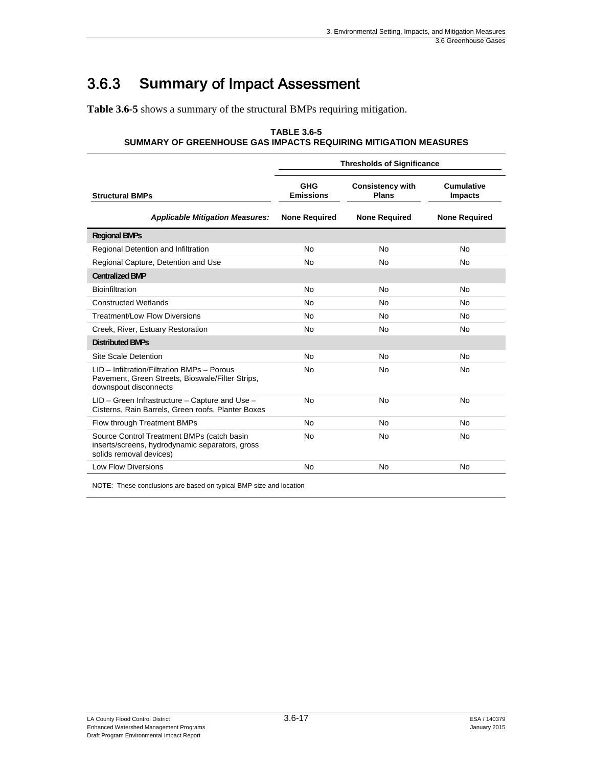## 3.6.3 Summary of Impact Assessment

**Table 3.6-5** shows a summary of the structural BMPs requiring mitigation.

**TABLE 3.6-5**
**SUMMARY OF GREENHOUSE GAS IMPACTS REQUIRING MITIGATION MEASURES**

| | Thresholds of Significance | | |
|---|---|---|---|
| **Structural BMPs** | **GHG Emissions** | **Consistency with Plans** | **Cumulative Impacts** |
| ***Applicable Mitigation Measures:*** | **None Required** | **None Required** | **None Required** |
| **Regional BMPs** | | | |
| Regional Detention and Infiltration | No | No | No |
| Regional Capture, Detention and Use | No | No | No |
| **Centralized BMP** | | | |
| Bioinfiltration | No | No | No |
| Constructed Wetlands | No | No | No |
| Treatment/Low Flow Diversions | No | No | No |
| Creek, River, Estuary Restoration | No | No | No |
| **Distributed BMPs** | | | |
| Site Scale Detention | No | No | No |
| LID – Infiltration/Filtration BMPs – Porous Pavement, Green Streets, Bioswale/Filter Strips, downspout disconnects | No | No | No |
| LID – Green Infrastructure – Capture and Use – Cisterns, Rain Barrels, Green roofs, Planter Boxes | No | No | No |
| Flow through Treatment BMPs | No | No | No |
| Source Control Treatment BMPs (catch basin inserts/screens, hydrodynamic separators, gross solids removal devices) | No | No | No |
| Low Flow Diversions | No | No | No |

NOTE: These conclusions are based on typical BMP size and location